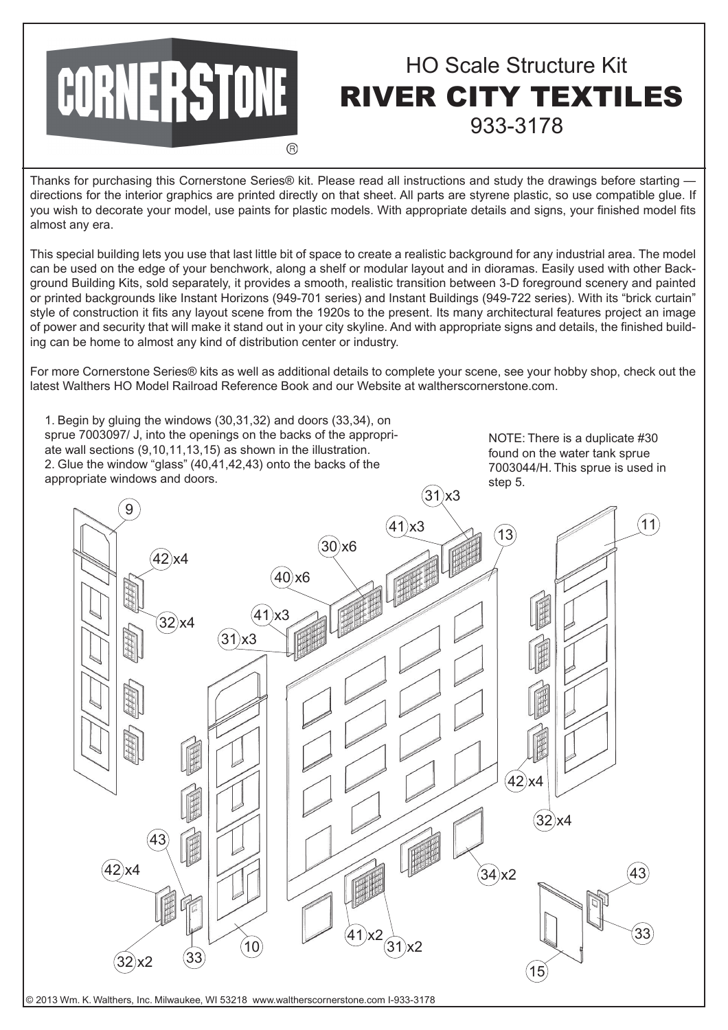# CORNERSTONE®

## HO Scale Structure Kit

# RIVER CITY TEXTILES

## 933-3178

Thanks for purchasing this Cornerstone Series® kit. Please read all instructions and study the drawings before starting — directions for the interior graphics are printed directly on that sheet. All parts are styrene plastic, so use compatible glue. If you wish to decorate your model, use paints for plastic models. With appropriate details and signs, your finished model fits almost any era.

This special building lets you use that last little bit of space to create a realistic background for any industrial area. The model can be used on the edge of your benchwork, along a shelf or modular layout and in dioramas. Easily used with other Background Building Kits, sold separately, it provides a smooth, realistic transition between 3-D foreground scenery and painted or printed backgrounds like Instant Horizons (949-701 series) and Instant Buildings (949-722 series). With its "brick curtain" style of construction it fits any layout scene from the 1920s to the present. Its many architectural features project an image of power and security that will make it stand out in your city skyline. And with appropriate signs and details, the finished building can be home to almost any kind of distribution center or industry.

For more Cornerstone Series® kits as well as additional details to complete your scene, see your hobby shop, check out the latest Walthers HO Model Railroad Reference Book and our Website at waltherscornerstone.com.

1. Begin by gluing the windows (30,31,32) and doors (33,34), on sprue 7003097/ J, into the openings on the backs of the appropriate wall sections (9,10,11,13,15) as shown in the illustration.
2. Glue the window "glass" (40,41,42,43) onto the backs of the appropriate windows and doors.

NOTE: There is a duplicate #30 found on the water tank sprue 7003044/H. This sprue is used in step 5.

9, 42 x4, 32 x4, 41 x3, 31 x3, 30 x6, 40 x6, 41 x3, 31 x3, 13, 11, 42 x4, 32 x4, 43, 42 x4, 32 x2, 33, 10, 41 x2, 31 x2, 34 x2, 43, 33, 15

© 2013 Wm. K. Walthers, Inc. Milwaukee, WI 53218 www.waltherscornerstone.com I-933-3178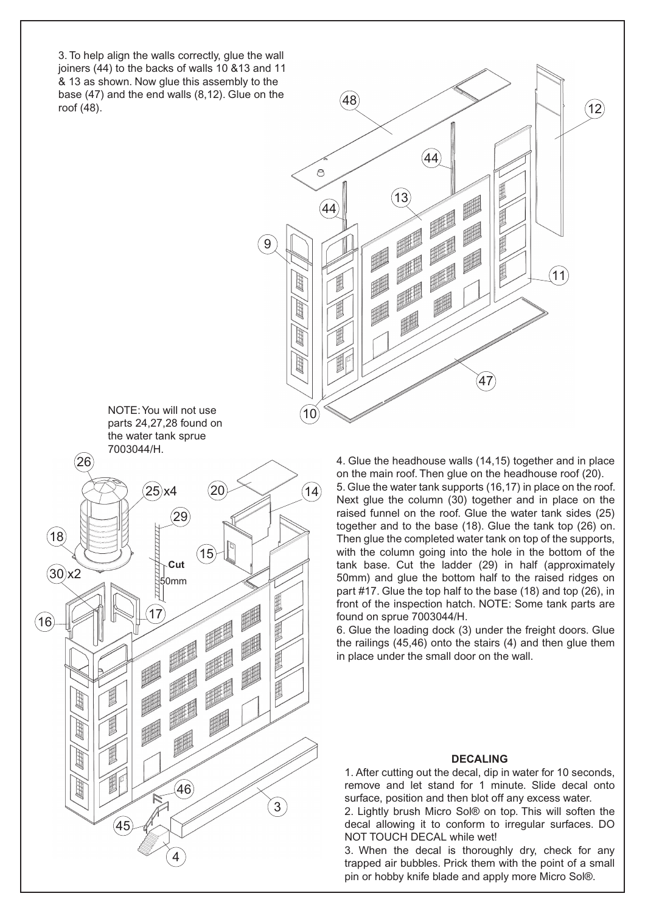3. To help align the walls correctly, glue the wall joiners (44) to the backs of walls 10 &13 and 11 & 13 as shown. Now glue this assembly to the base (47) and the end walls (8,12). Glue on the roof (48).

48

12

44

44

13

9

11

47

10

NOTE: You will not use parts 24,27,28 found on the water tank sprue 7003044/H.

26

25 x4

20

14

29

18

15

Cut

30 x2

50mm

17

16

46

3

45

4

4. Glue the headhouse walls (14,15) together and in place on the main roof. Then glue on the headhouse roof (20).

5. Glue the water tank supports (16,17) in place on the roof. Next glue the column (30) together and in place on the raised funnel on the roof. Glue the water tank sides (25) together and to the base (18). Glue the tank top (26) on. Then glue the completed water tank on top of the supports, with the column going into the hole in the bottom of the tank base. Cut the ladder (29) in half (approximately 50mm) and glue the bottom half to the raised ridges on part #17. Glue the top half to the base (18) and top (26), in front of the inspection hatch. NOTE: Some tank parts are found on sprue 7003044/H.

6. Glue the loading dock (3) under the freight doors. Glue the railings (45,46) onto the stairs (4) and then glue them in place under the small door on the wall.

## DECALING

1. After cutting out the decal, dip in water for 10 seconds, remove and let stand for 1 minute. Slide decal onto surface, position and then blot off any excess water.

2. Lightly brush Micro Sol® on top. This will soften the decal allowing it to conform to irregular surfaces. DO NOT TOUCH DECAL while wet!

3. When the decal is thoroughly dry, check for any trapped air bubbles. Prick them with the point of a small pin or hobby knife blade and apply more Micro Sol®.